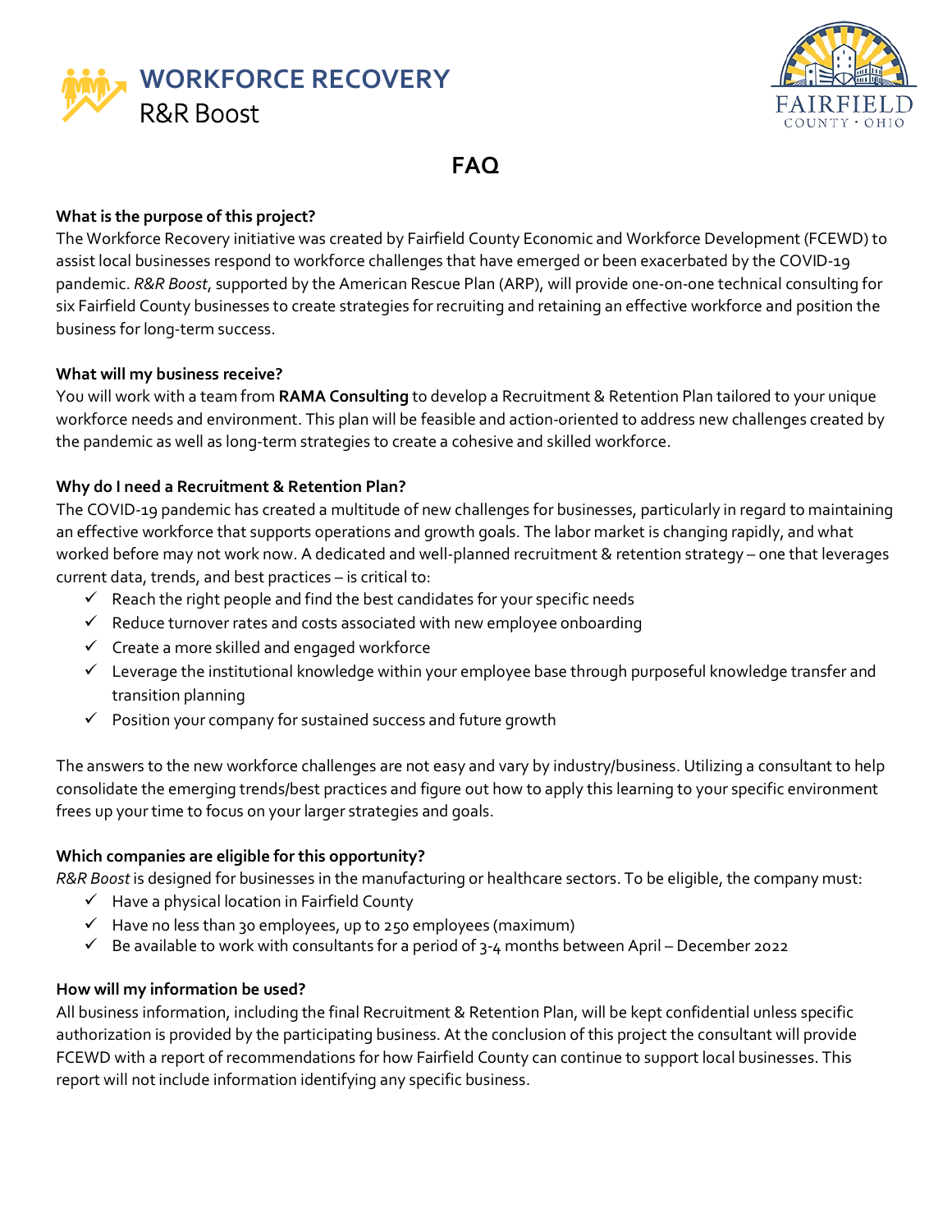# WORKFORCE RECOVERY
## R&R Boost

FAIRFIELD COUNTY · OHIO

## FAQ

**What is the purpose of this project?**

The Workforce Recovery initiative was created by Fairfield County Economic and Workforce Development (FCEWD) to assist local businesses respond to workforce challenges that have emerged or been exacerbated by the COVID-19 pandemic. *R&R Boost*, supported by the American Rescue Plan (ARP), will provide one-on-one technical consulting for six Fairfield County businesses to create strategies for recruiting and retaining an effective workforce and position the business for long-term success.

**What will my business receive?**

You will work with a team from **RAMA Consulting** to develop a Recruitment & Retention Plan tailored to your unique workforce needs and environment. This plan will be feasible and action-oriented to address new challenges created by the pandemic as well as long-term strategies to create a cohesive and skilled workforce.

**Why do I need a Recruitment & Retention Plan?**

The COVID-19 pandemic has created a multitude of new challenges for businesses, particularly in regard to maintaining an effective workforce that supports operations and growth goals. The labor market is changing rapidly, and what worked before may not work now. A dedicated and well-planned recruitment & retention strategy – one that leverages current data, trends, and best practices – is critical to:

- ✓ Reach the right people and find the best candidates for your specific needs
- ✓ Reduce turnover rates and costs associated with new employee onboarding
- ✓ Create a more skilled and engaged workforce
- ✓ Leverage the institutional knowledge within your employee base through purposeful knowledge transfer and transition planning
- ✓ Position your company for sustained success and future growth

The answers to the new workforce challenges are not easy and vary by industry/business. Utilizing a consultant to help consolidate the emerging trends/best practices and figure out how to apply this learning to your specific environment frees up your time to focus on your larger strategies and goals.

**Which companies are eligible for this opportunity?**

*R&R Boost* is designed for businesses in the manufacturing or healthcare sectors. To be eligible, the company must:

- ✓ Have a physical location in Fairfield County
- ✓ Have no less than 30 employees, up to 250 employees (maximum)
- ✓ Be available to work with consultants for a period of 3-4 months between April – December 2022

**How will my information be used?**

All business information, including the final Recruitment & Retention Plan, will be kept confidential unless specific authorization is provided by the participating business. At the conclusion of this project the consultant will provide FCEWD with a report of recommendations for how Fairfield County can continue to support local businesses. This report will not include information identifying any specific business.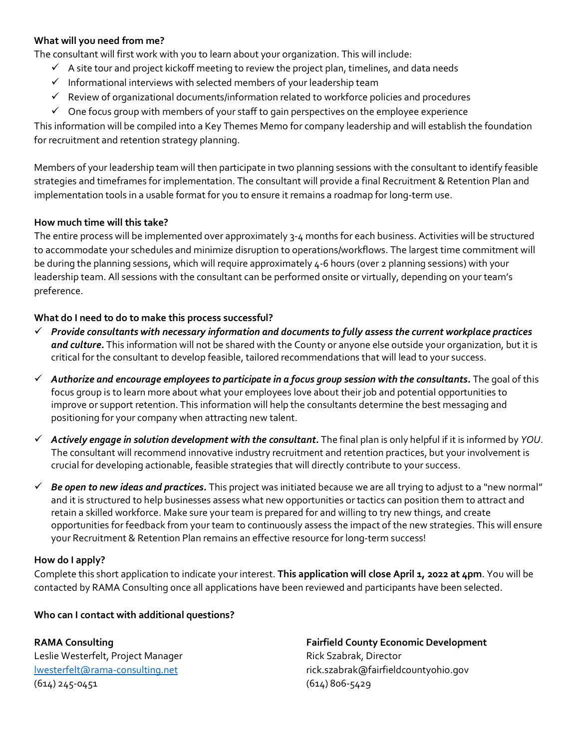**What will you need from me?**

The consultant will first work with you to learn about your organization. This will include:

- ✓ A site tour and project kickoff meeting to review the project plan, timelines, and data needs
- ✓ Informational interviews with selected members of your leadership team
- ✓ Review of organizational documents/information related to workforce policies and procedures
- ✓ One focus group with members of your staff to gain perspectives on the employee experience

This information will be compiled into a Key Themes Memo for company leadership and will establish the foundation for recruitment and retention strategy planning.

Members of your leadership team will then participate in two planning sessions with the consultant to identify feasible strategies and timeframes for implementation. The consultant will provide a final Recruitment & Retention Plan and implementation tools in a usable format for you to ensure it remains a roadmap for long-term use.

**How much time will this take?**

The entire process will be implemented over approximately 3-4 months for each business. Activities will be structured to accommodate your schedules and minimize disruption to operations/workflows. The largest time commitment will be during the planning sessions, which will require approximately 4-6 hours (over 2 planning sessions) with your leadership team. All sessions with the consultant can be performed onsite or virtually, depending on your team's preference.

**What do I need to do to make this process successful?**

- ✓ ***Provide consultants with necessary information and documents to fully assess the current workplace practices and culture.*** This information will not be shared with the County or anyone else outside your organization, but it is critical for the consultant to develop feasible, tailored recommendations that will lead to your success.
- ✓ ***Authorize and encourage employees to participate in a focus group session with the consultants.*** The goal of this focus group is to learn more about what your employees love about their job and potential opportunities to improve or support retention. This information will help the consultants determine the best messaging and positioning for your company when attracting new talent.
- ✓ ***Actively engage in solution development with the consultant.*** The final plan is only helpful if it is informed by *YOU*. The consultant will recommend innovative industry recruitment and retention practices, but your involvement is crucial for developing actionable, feasible strategies that will directly contribute to your success.
- ✓ ***Be open to new ideas and practices.*** This project was initiated because we are all trying to adjust to a "new normal" and it is structured to help businesses assess what new opportunities or tactics can position them to attract and retain a skilled workforce. Make sure your team is prepared for and willing to try new things, and create opportunities for feedback from your team to continuously assess the impact of the new strategies. This will ensure your Recruitment & Retention Plan remains an effective resource for long-term success!

**How do I apply?**

Complete this short application to indicate your interest. **This application will close April 1, 2022 at 4pm**. You will be contacted by RAMA Consulting once all applications have been reviewed and participants have been selected.

**Who can I contact with additional questions?**

**RAMA Consulting**
Leslie Westerfelt, Project Manager
lwesterfelt@rama-consulting.net
(614) 245-0451

**Fairfield County Economic Development**
Rick Szabrak, Director
rick.szabrak@fairfieldcountyohio.gov
(614) 806-5429